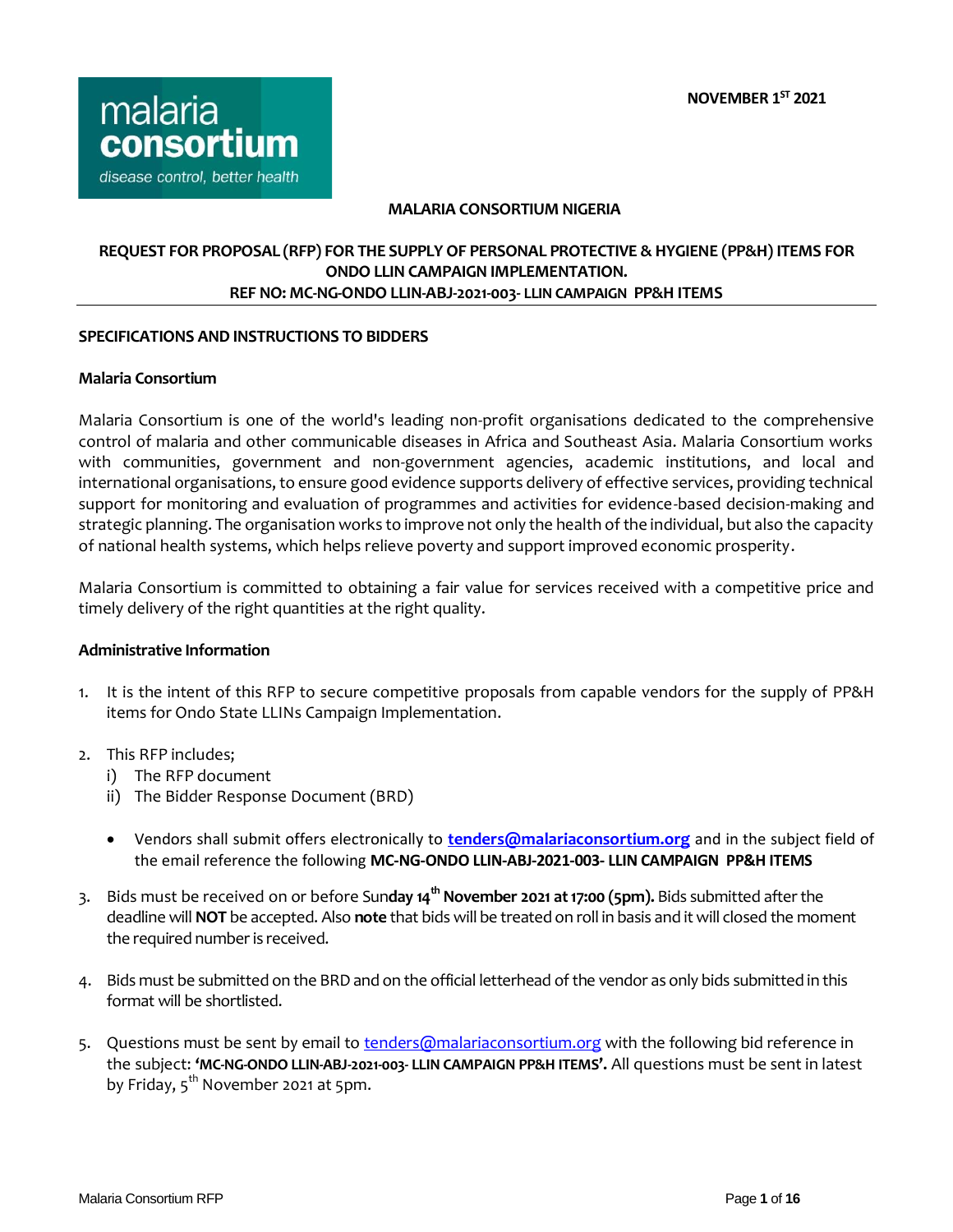malaria
consortium
disease control, better health

**NOVEMBER 1ST 2021**

**MALARIA CONSORTIUM NIGERIA**

**REQUEST FOR PROPOSAL (RFP) FOR THE SUPPLY OF PERSONAL PROTECTIVE & HYGIENE (PP&H) ITEMS FOR ONDO LLIN CAMPAIGN IMPLEMENTATION.**
**REF NO: MC-NG-ONDO LLIN-ABJ-2021-003- LLIN CAMPAIGN PP&H ITEMS**

---

**SPECIFICATIONS AND INSTRUCTIONS TO BIDDERS**

**Malaria Consortium**

Malaria Consortium is one of the world's leading non-profit organisations dedicated to the comprehensive control of malaria and other communicable diseases in Africa and Southeast Asia. Malaria Consortium works with communities, government and non-government agencies, academic institutions, and local and international organisations, to ensure good evidence supports delivery of effective services, providing technical support for monitoring and evaluation of programmes and activities for evidence-based decision-making and strategic planning. The organisation works to improve not only the health of the individual, but also the capacity of national health systems, which helps relieve poverty and support improved economic prosperity.

Malaria Consortium is committed to obtaining a fair value for services received with a competitive price and timely delivery of the right quantities at the right quality.

**Administrative Information**

1. It is the intent of this RFP to secure competitive proposals from capable vendors for the supply of PP&H items for Ondo State LLINs Campaign Implementation.

2. This RFP includes;
   i) The RFP document
   ii) The Bidder Response Document (BRD)

   - Vendors shall submit offers electronically to **tenders@malariaconsortium.org** and in the subject field of the email reference the following **MC-NG-ONDO LLIN-ABJ-2021-003- LLIN CAMPAIGN PP&H ITEMS**

3. Bids must be received on or before Sun**day 14th November 2021 at 17:00 (5pm).** Bids submitted after the deadline will **NOT** be accepted. Also **note** that bids will be treated on roll in basis and it will closed the moment the required number is received.

4. Bids must be submitted on the BRD and on the official letterhead of the vendor as only bids submitted in this format will be shortlisted.

5. Questions must be sent by email to tenders@malariaconsortium.org with the following bid reference in the subject: **'MC-NG-ONDO LLIN-ABJ-2021-003- LLIN CAMPAIGN PP&H ITEMS'.** All questions must be sent in latest by Friday, 5th November 2021 at 5pm.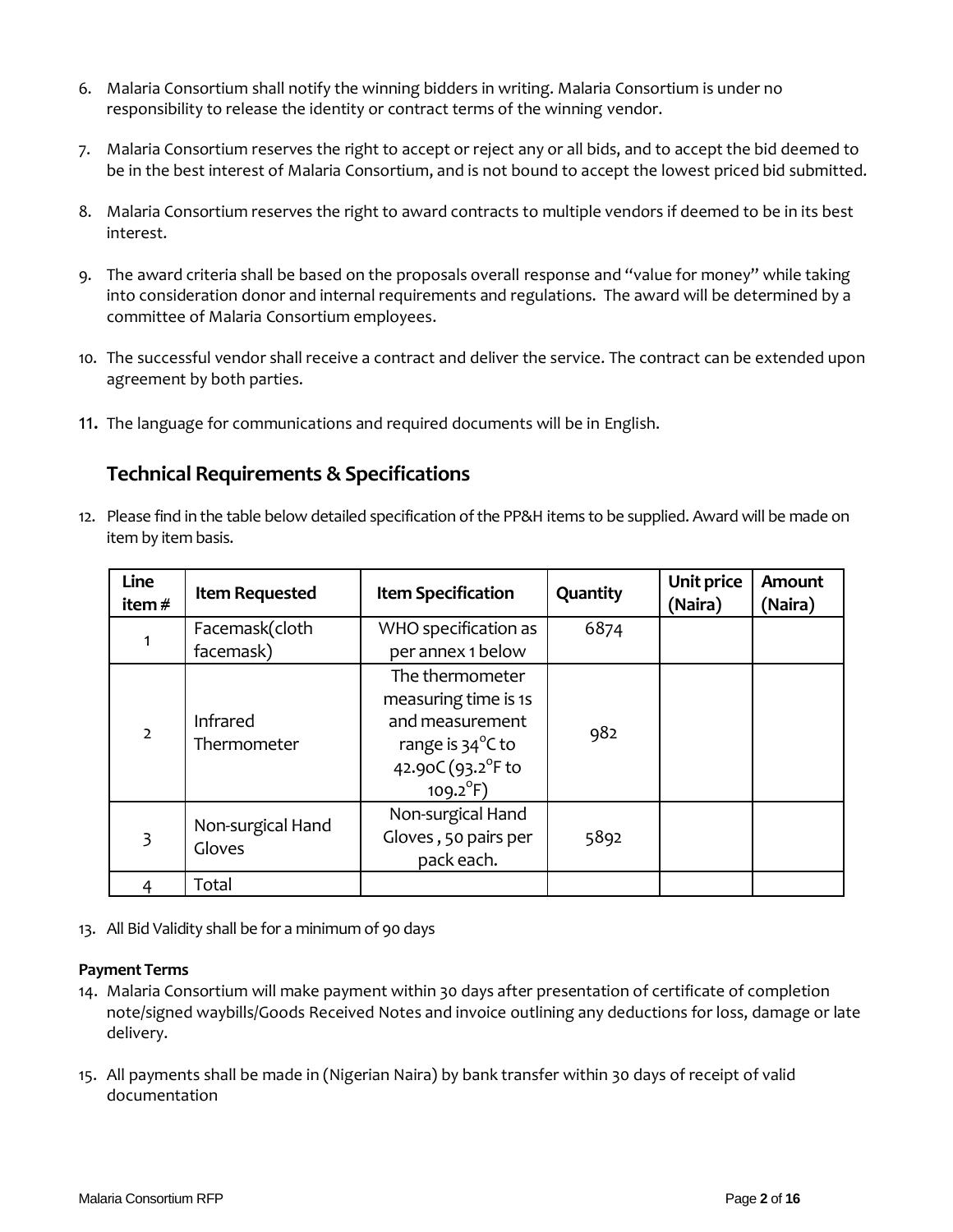6. Malaria Consortium shall notify the winning bidders in writing. Malaria Consortium is under no responsibility to release the identity or contract terms of the winning vendor.

7. Malaria Consortium reserves the right to accept or reject any or all bids, and to accept the bid deemed to be in the best interest of Malaria Consortium, and is not bound to accept the lowest priced bid submitted.

8. Malaria Consortium reserves the right to award contracts to multiple vendors if deemed to be in its best interest.

9. The award criteria shall be based on the proposals overall response and "value for money" while taking into consideration donor and internal requirements and regulations. The award will be determined by a committee of Malaria Consortium employees.

10. The successful vendor shall receive a contract and deliver the service. The contract can be extended upon agreement by both parties.

11. The language for communications and required documents will be in English.

## Technical Requirements & Specifications

12. Please find in the table below detailed specification of the PP&H items to be supplied. Award will be made on item by item basis.

| Line item # | Item Requested | Item Specification | Quantity | Unit price (Naira) | Amount (Naira) |
|---|---|---|---|---|---|
| 1 | Facemask(cloth facemask) | WHO specification as per annex 1 below | 6874 | | |
| 2 | Infrared Thermometer | The thermometer measuring time is 1s and measurement range is 34°C to 42.90C (93.2°F to 109.2°F) | 982 | | |
| 3 | Non-surgical Hand Gloves | Non-surgical Hand Gloves , 50 pairs per pack each. | 5892 | | |
| 4 | Total | | | | |

13. All Bid Validity shall be for a minimum of 90 days

**Payment Terms**

14. Malaria Consortium will make payment within 30 days after presentation of certificate of completion note/signed waybills/Goods Received Notes and invoice outlining any deductions for loss, damage or late delivery.

15. All payments shall be made in (Nigerian Naira) by bank transfer within 30 days of receipt of valid documentation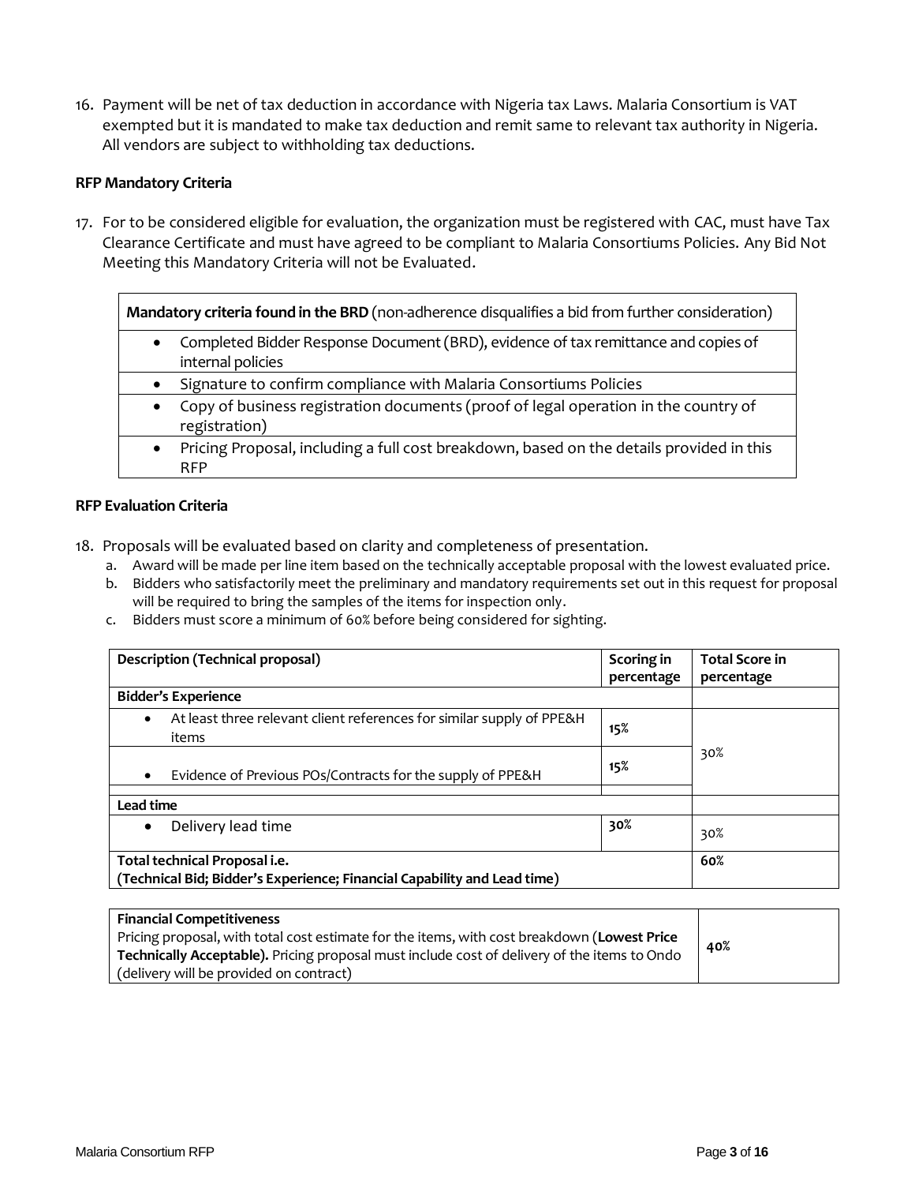16. Payment will be net of tax deduction in accordance with Nigeria tax Laws. Malaria Consortium is VAT exempted but it is mandated to make tax deduction and remit same to relevant tax authority in Nigeria. All vendors are subject to withholding tax deductions.

**RFP Mandatory Criteria**

17. For to be considered eligible for evaluation, the organization must be registered with CAC, must have Tax Clearance Certificate and must have agreed to be compliant to Malaria Consortiums Policies. Any Bid Not Meeting this Mandatory Criteria will not be Evaluated.

| **Mandatory criteria found in the BRD** (non-adherence disqualifies a bid from further consideration) |
|---|
| • Completed Bidder Response Document (BRD), evidence of tax remittance and copies of internal policies |
| • Signature to confirm compliance with Malaria Consortiums Policies |
| • Copy of business registration documents (proof of legal operation in the country of registration) |
| • Pricing Proposal, including a full cost breakdown, based on the details provided in this RFP |

**RFP Evaluation Criteria**

18. Proposals will be evaluated based on clarity and completeness of presentation.
    a. Award will be made per line item based on the technically acceptable proposal with the lowest evaluated price.
    b. Bidders who satisfactorily meet the preliminary and mandatory requirements set out in this request for proposal will be required to bring the samples of the items for inspection only.
    c. Bidders must score a minimum of 60% before being considered for sighting.

| **Description (Technical proposal)** | **Scoring in percentage** | **Total Score in percentage** |
|---|---|---|
| **Bidder's Experience** | | |
| • At least three relevant client references for similar supply of PPE&H items | 15% | 30% |
| • Evidence of Previous POs/Contracts for the supply of PPE&H | 15% | |
| **Lead time** | | |
| • Delivery lead time | **30%** | 30% |
| **Total technical Proposal i.e.** **(Technical Bid; Bidder's Experience; Financial Capability and Lead time)** | | **60%** |

| **Financial Competitiveness** Pricing proposal, with total cost estimate for the items, with cost breakdown (**Lowest Price Technically Acceptable).** Pricing proposal must include cost of delivery of the items to Ondo (delivery will be provided on contract) | **40%** |
|---|---|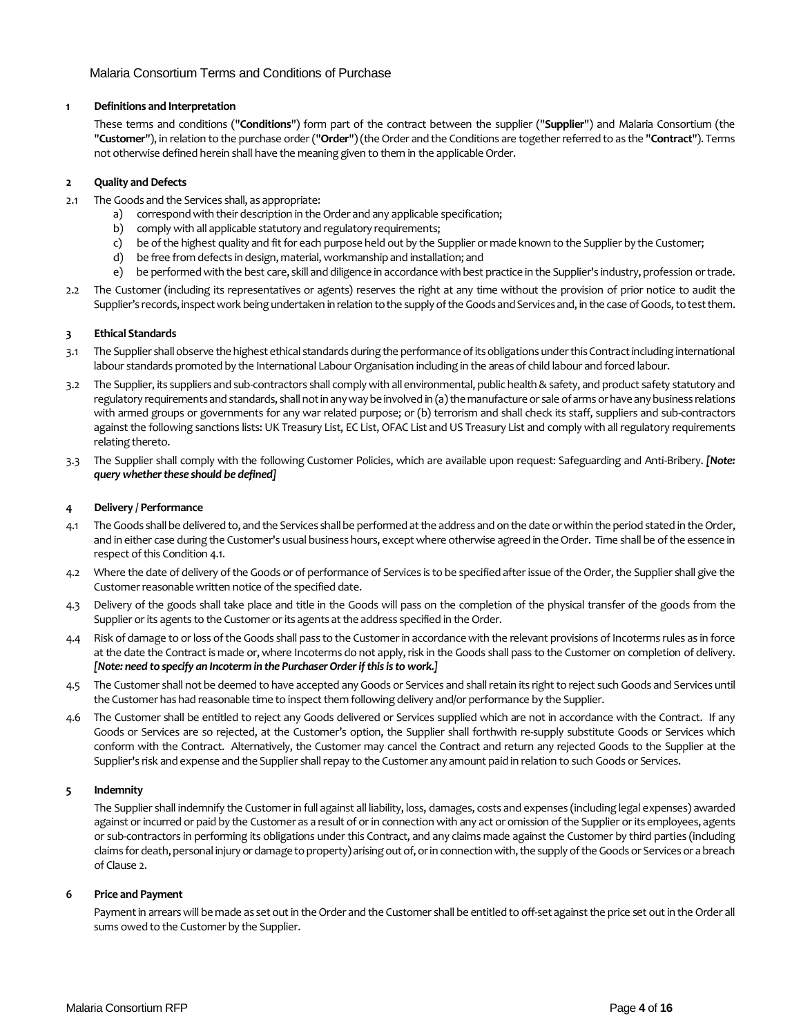# Malaria Consortium Terms and Conditions of Purchase

## 1 Definitions and Interpretation

These terms and conditions ("**Conditions**") form part of the contract between the supplier ("**Supplier**") and Malaria Consortium (the "**Customer**"), in relation to the purchase order ("**Order**") (the Order and the Conditions are together referred to as the "**Contract**"). Terms not otherwise defined herein shall have the meaning given to them in the applicable Order.

## 2 Quality and Defects

2.1 The Goods and the Services shall, as appropriate:

a) correspond with their description in the Order and any applicable specification;
b) comply with all applicable statutory and regulatory requirements;
c) be of the highest quality and fit for each purpose held out by the Supplier or made known to the Supplier by the Customer;
d) be free from defects in design, material, workmanship and installation; and
e) be performed with the best care, skill and diligence in accordance with best practice in the Supplier's industry, profession or trade.

2.2 The Customer (including its representatives or agents) reserves the right at any time without the provision of prior notice to audit the Supplier's records, inspect work being undertaken in relation to the supply of the Goods and Services and, in the case of Goods, to test them.

## 3 Ethical Standards

3.1 The Supplier shall observe the highest ethical standards during the performance of its obligations under this Contract including international labour standards promoted by the International Labour Organisation including in the areas of child labour and forced labour.

3.2 The Supplier, its suppliers and sub-contractors shall comply with all environmental, public health & safety, and product safety statutory and regulatory requirements and standards, shall not in any way be involved in (a) the manufacture or sale of arms or have any business relations with armed groups or governments for any war related purpose; or (b) terrorism and shall check its staff, suppliers and sub-contractors against the following sanctions lists: UK Treasury List, EC List, OFAC List and US Treasury List and comply with all regulatory requirements relating thereto.

3.3 The Supplier shall comply with the following Customer Policies, which are available upon request: Safeguarding and Anti-Bribery. ***[Note: query whether these should be defined]***

## 4 Delivery / Performance

4.1 The Goods shall be delivered to, and the Services shall be performed at the address and on the date or within the period stated in the Order, and in either case during the Customer's usual business hours, except where otherwise agreed in the Order. Time shall be of the essence in respect of this Condition 4.1.

4.2 Where the date of delivery of the Goods or of performance of Services is to be specified after issue of the Order, the Supplier shall give the Customer reasonable written notice of the specified date.

4.3 Delivery of the goods shall take place and title in the Goods will pass on the completion of the physical transfer of the goods from the Supplier or its agents to the Customer or its agents at the address specified in the Order.

4.4 Risk of damage to or loss of the Goods shall pass to the Customer in accordance with the relevant provisions of Incoterms rules as in force at the date the Contract is made or, where Incoterms do not apply, risk in the Goods shall pass to the Customer on completion of delivery. ***[Note: need to specify an Incoterm in the Purchaser Order if this is to work.]***

4.5 The Customer shall not be deemed to have accepted any Goods or Services and shall retain its right to reject such Goods and Services until the Customer has had reasonable time to inspect them following delivery and/or performance by the Supplier.

4.6 The Customer shall be entitled to reject any Goods delivered or Services supplied which are not in accordance with the Contract. If any Goods or Services are so rejected, at the Customer's option, the Supplier shall forthwith re-supply substitute Goods or Services which conform with the Contract. Alternatively, the Customer may cancel the Contract and return any rejected Goods to the Supplier at the Supplier's risk and expense and the Supplier shall repay to the Customer any amount paid in relation to such Goods or Services.

## 5 Indemnity

The Supplier shall indemnify the Customer in full against all liability, loss, damages, costs and expenses (including legal expenses) awarded against or incurred or paid by the Customer as a result of or in connection with any act or omission of the Supplier or its employees, agents or sub-contractors in performing its obligations under this Contract, and any claims made against the Customer by third parties (including claims for death, personal injury or damage to property) arising out of, or in connection with, the supply of the Goods or Services or a breach of Clause 2.

## 6 Price and Payment

Payment in arrears will be made as set out in the Order and the Customer shall be entitled to off-set against the price set out in the Order all sums owed to the Customer by the Supplier.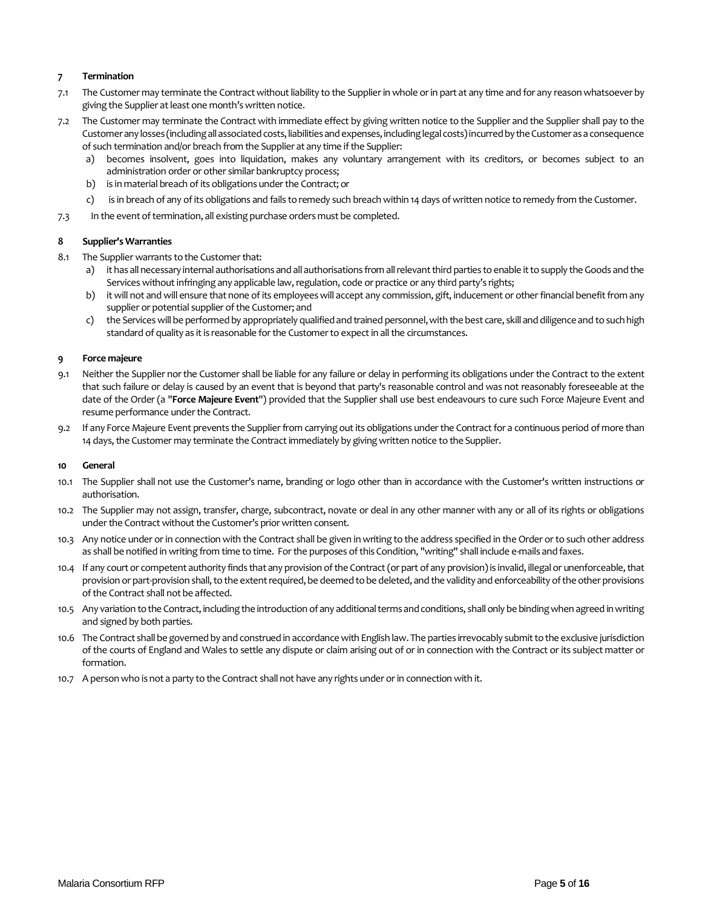## 7 Termination

7.1 The Customer may terminate the Contract without liability to the Supplier in whole or in part at any time and for any reason whatsoever by giving the Supplier at least one month's written notice.

7.2 The Customer may terminate the Contract with immediate effect by giving written notice to the Supplier and the Supplier shall pay to the Customer any losses (including all associated costs, liabilities and expenses, including legal costs) incurred by the Customer as a consequence of such termination and/or breach from the Supplier at any time if the Supplier:

a) becomes insolvent, goes into liquidation, makes any voluntary arrangement with its creditors, or becomes subject to an administration order or other similar bankruptcy process;

b) is in material breach of its obligations under the Contract; or

c) is in breach of any of its obligations and fails to remedy such breach within 14 days of written notice to remedy from the Customer.

7.3 In the event of termination, all existing purchase orders must be completed.

## 8 Supplier's Warranties

8.1 The Supplier warrants to the Customer that:

a) it has all necessary internal authorisations and all authorisations from all relevant third parties to enable it to supply the Goods and the Services without infringing any applicable law, regulation, code or practice or any third party's rights;

b) it will not and will ensure that none of its employees will accept any commission, gift, inducement or other financial benefit from any supplier or potential supplier of the Customer; and

c) the Services will be performed by appropriately qualified and trained personnel, with the best care, skill and diligence and to such high standard of quality as it is reasonable for the Customer to expect in all the circumstances.

## 9 Force majeure

9.1 Neither the Supplier nor the Customer shall be liable for any failure or delay in performing its obligations under the Contract to the extent that such failure or delay is caused by an event that is beyond that party's reasonable control and was not reasonably foreseeable at the date of the Order (a "**Force Majeure Event**") provided that the Supplier shall use best endeavours to cure such Force Majeure Event and resume performance under the Contract.

9.2 If any Force Majeure Event prevents the Supplier from carrying out its obligations under the Contract for a continuous period of more than 14 days, the Customer may terminate the Contract immediately by giving written notice to the Supplier.

## 10 General

10.1 The Supplier shall not use the Customer's name, branding or logo other than in accordance with the Customer's written instructions or authorisation.

10.2 The Supplier may not assign, transfer, charge, subcontract, novate or deal in any other manner with any or all of its rights or obligations under the Contract without the Customer's prior written consent.

10.3 Any notice under or in connection with the Contract shall be given in writing to the address specified in the Order or to such other address as shall be notified in writing from time to time. For the purposes of this Condition, "writing" shall include e-mails and faxes.

10.4 If any court or competent authority finds that any provision of the Contract (or part of any provision) is invalid, illegal or unenforceable, that provision or part-provision shall, to the extent required, be deemed to be deleted, and the validity and enforceability of the other provisions of the Contract shall not be affected.

10.5 Any variation to the Contract, including the introduction of any additional terms and conditions, shall only be binding when agreed in writing and signed by both parties.

10.6 The Contract shall be governed by and construed in accordance with English law. The parties irrevocably submit to the exclusive jurisdiction of the courts of England and Wales to settle any dispute or claim arising out of or in connection with the Contract or its subject matter or formation.

10.7 A person who is not a party to the Contract shall not have any rights under or in connection with it.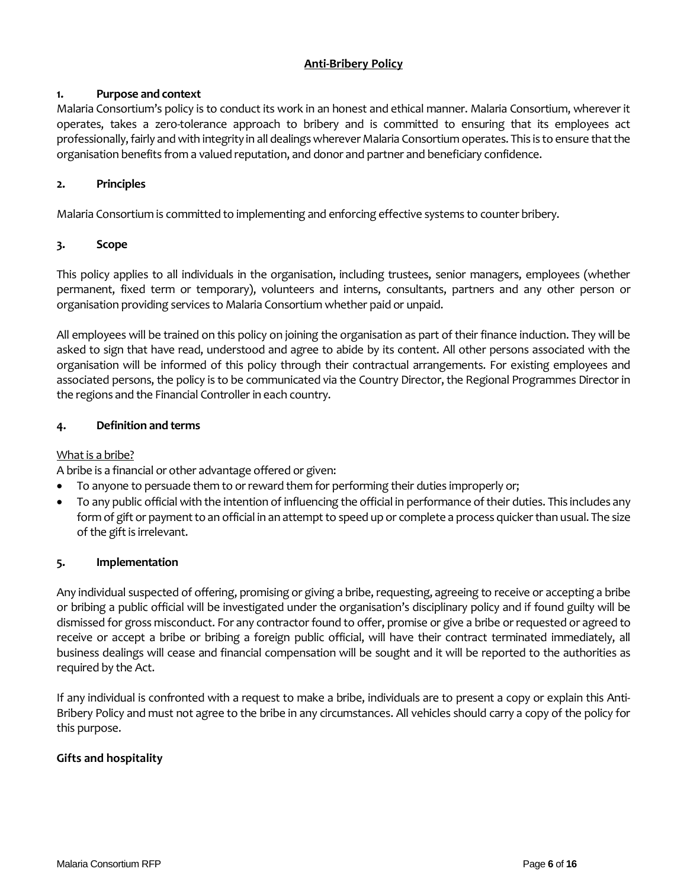# Anti-Bribery Policy

## 1. Purpose and context

Malaria Consortium's policy is to conduct its work in an honest and ethical manner. Malaria Consortium, wherever it operates, takes a zero-tolerance approach to bribery and is committed to ensuring that its employees act professionally, fairly and with integrity in all dealings wherever Malaria Consortium operates. This is to ensure that the organisation benefits from a valued reputation, and donor and partner and beneficiary confidence.

## 2. Principles

Malaria Consortium is committed to implementing and enforcing effective systems to counter bribery.

## 3. Scope

This policy applies to all individuals in the organisation, including trustees, senior managers, employees (whether permanent, fixed term or temporary), volunteers and interns, consultants, partners and any other person or organisation providing services to Malaria Consortium whether paid or unpaid.

All employees will be trained on this policy on joining the organisation as part of their finance induction. They will be asked to sign that have read, understood and agree to abide by its content. All other persons associated with the organisation will be informed of this policy through their contractual arrangements. For existing employees and associated persons, the policy is to be communicated via the Country Director, the Regional Programmes Director in the regions and the Financial Controller in each country.

## 4. Definition and terms

What is a bribe?

A bribe is a financial or other advantage offered or given:

- To anyone to persuade them to or reward them for performing their duties improperly or;
- To any public official with the intention of influencing the official in performance of their duties. This includes any form of gift or payment to an official in an attempt to speed up or complete a process quicker than usual. The size of the gift is irrelevant.

## 5. Implementation

Any individual suspected of offering, promising or giving a bribe, requesting, agreeing to receive or accepting a bribe or bribing a public official will be investigated under the organisation's disciplinary policy and if found guilty will be dismissed for gross misconduct. For any contractor found to offer, promise or give a bribe or requested or agreed to receive or accept a bribe or bribing a foreign public official, will have their contract terminated immediately, all business dealings will cease and financial compensation will be sought and it will be reported to the authorities as required by the Act.

If any individual is confronted with a request to make a bribe, individuals are to present a copy or explain this Anti-Bribery Policy and must not agree to the bribe in any circumstances. All vehicles should carry a copy of the policy for this purpose.

**Gifts and hospitality**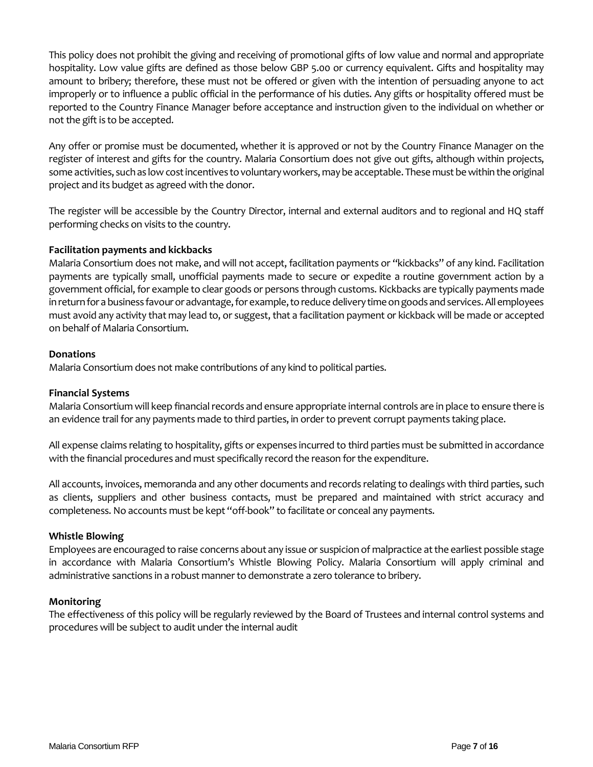This policy does not prohibit the giving and receiving of promotional gifts of low value and normal and appropriate hospitality. Low value gifts are defined as those below GBP 5.00 or currency equivalent. Gifts and hospitality may amount to bribery; therefore, these must not be offered or given with the intention of persuading anyone to act improperly or to influence a public official in the performance of his duties. Any gifts or hospitality offered must be reported to the Country Finance Manager before acceptance and instruction given to the individual on whether or not the gift is to be accepted.

Any offer or promise must be documented, whether it is approved or not by the Country Finance Manager on the register of interest and gifts for the country. Malaria Consortium does not give out gifts, although within projects, some activities, such as low cost incentives to voluntary workers, may be acceptable. These must be within the original project and its budget as agreed with the donor.

The register will be accessible by the Country Director, internal and external auditors and to regional and HQ staff performing checks on visits to the country.

**Facilitation payments and kickbacks**

Malaria Consortium does not make, and will not accept, facilitation payments or "kickbacks" of any kind. Facilitation payments are typically small, unofficial payments made to secure or expedite a routine government action by a government official, for example to clear goods or persons through customs. Kickbacks are typically payments made in return for a business favour or advantage, for example, to reduce delivery time on goods and services. All employees must avoid any activity that may lead to, or suggest, that a facilitation payment or kickback will be made or accepted on behalf of Malaria Consortium.

**Donations**

Malaria Consortium does not make contributions of any kind to political parties.

**Financial Systems**

Malaria Consortium will keep financial records and ensure appropriate internal controls are in place to ensure there is an evidence trail for any payments made to third parties, in order to prevent corrupt payments taking place.

All expense claims relating to hospitality, gifts or expenses incurred to third parties must be submitted in accordance with the financial procedures and must specifically record the reason for the expenditure.

All accounts, invoices, memoranda and any other documents and records relating to dealings with third parties, such as clients, suppliers and other business contacts, must be prepared and maintained with strict accuracy and completeness. No accounts must be kept "off-book" to facilitate or conceal any payments.

**Whistle Blowing**

Employees are encouraged to raise concerns about any issue or suspicion of malpractice at the earliest possible stage in accordance with Malaria Consortium's Whistle Blowing Policy. Malaria Consortium will apply criminal and administrative sanctions in a robust manner to demonstrate a zero tolerance to bribery.

**Monitoring**

The effectiveness of this policy will be regularly reviewed by the Board of Trustees and internal control systems and procedures will be subject to audit under the internal audit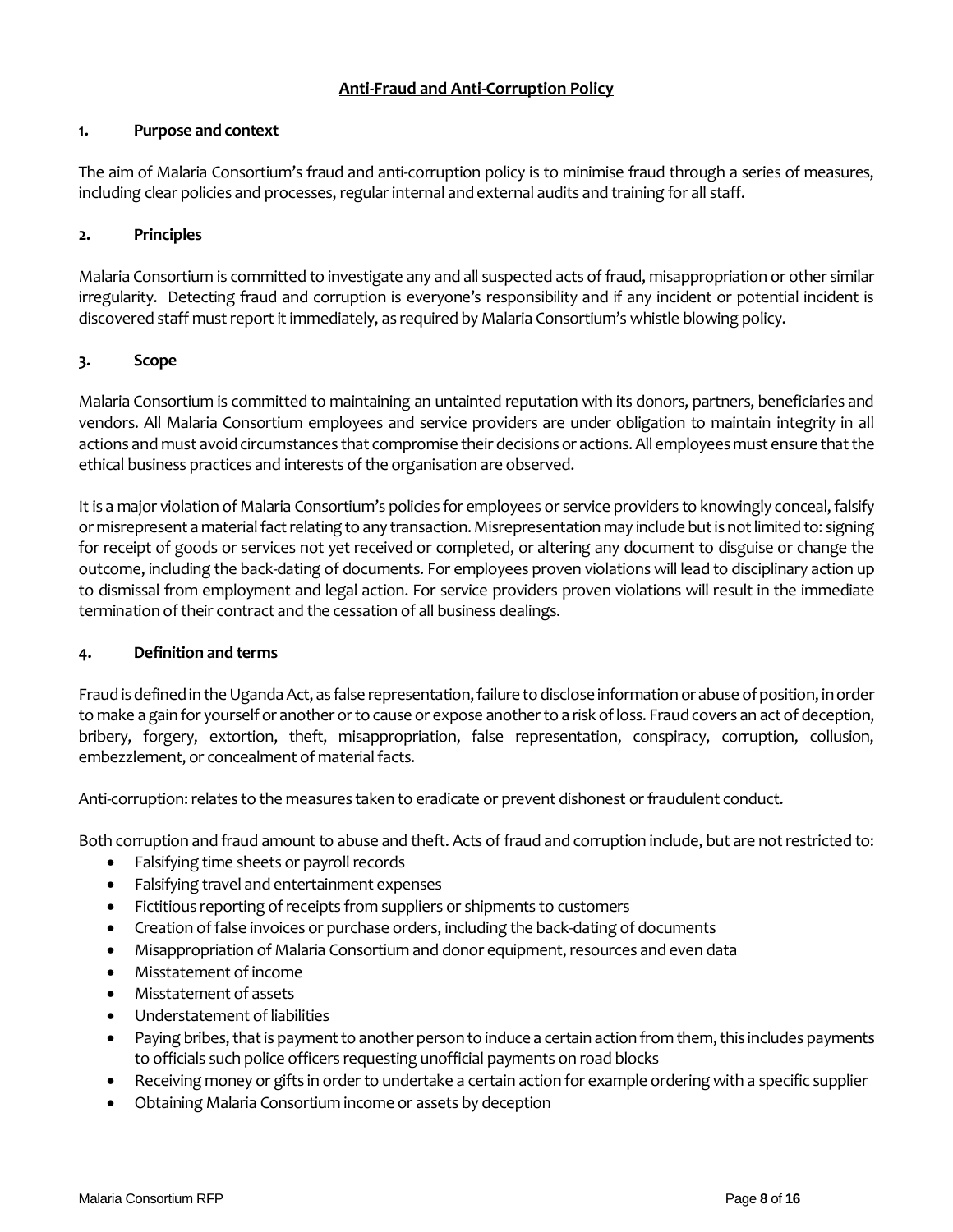# Anti-Fraud and Anti-Corruption Policy

## 1. Purpose and context

The aim of Malaria Consortium's fraud and anti-corruption policy is to minimise fraud through a series of measures, including clear policies and processes, regular internal and external audits and training for all staff.

## 2. Principles

Malaria Consortium is committed to investigate any and all suspected acts of fraud, misappropriation or other similar irregularity. Detecting fraud and corruption is everyone's responsibility and if any incident or potential incident is discovered staff must report it immediately, as required by Malaria Consortium's whistle blowing policy.

## 3. Scope

Malaria Consortium is committed to maintaining an untainted reputation with its donors, partners, beneficiaries and vendors. All Malaria Consortium employees and service providers are under obligation to maintain integrity in all actions and must avoid circumstances that compromise their decisions or actions. All employees must ensure that the ethical business practices and interests of the organisation are observed.

It is a major violation of Malaria Consortium's policies for employees or service providers to knowingly conceal, falsify or misrepresent a material fact relating to any transaction. Misrepresentation may include but is not limited to: signing for receipt of goods or services not yet received or completed, or altering any document to disguise or change the outcome, including the back-dating of documents. For employees proven violations will lead to disciplinary action up to dismissal from employment and legal action. For service providers proven violations will result in the immediate termination of their contract and the cessation of all business dealings.

## 4. Definition and terms

Fraud is defined in the Uganda Act, as false representation, failure to disclose information or abuse of position, in order to make a gain for yourself or another or to cause or expose another to a risk of loss. Fraud covers an act of deception, bribery, forgery, extortion, theft, misappropriation, false representation, conspiracy, corruption, collusion, embezzlement, or concealment of material facts.

Anti-corruption: relates to the measures taken to eradicate or prevent dishonest or fraudulent conduct.

Both corruption and fraud amount to abuse and theft. Acts of fraud and corruption include, but are not restricted to:

- Falsifying time sheets or payroll records
- Falsifying travel and entertainment expenses
- Fictitious reporting of receipts from suppliers or shipments to customers
- Creation of false invoices or purchase orders, including the back-dating of documents
- Misappropriation of Malaria Consortium and donor equipment, resources and even data
- Misstatement of income
- Misstatement of assets
- Understatement of liabilities
- Paying bribes, that is payment to another person to induce a certain action from them, this includes payments to officials such police officers requesting unofficial payments on road blocks
- Receiving money or gifts in order to undertake a certain action for example ordering with a specific supplier
- Obtaining Malaria Consortium income or assets by deception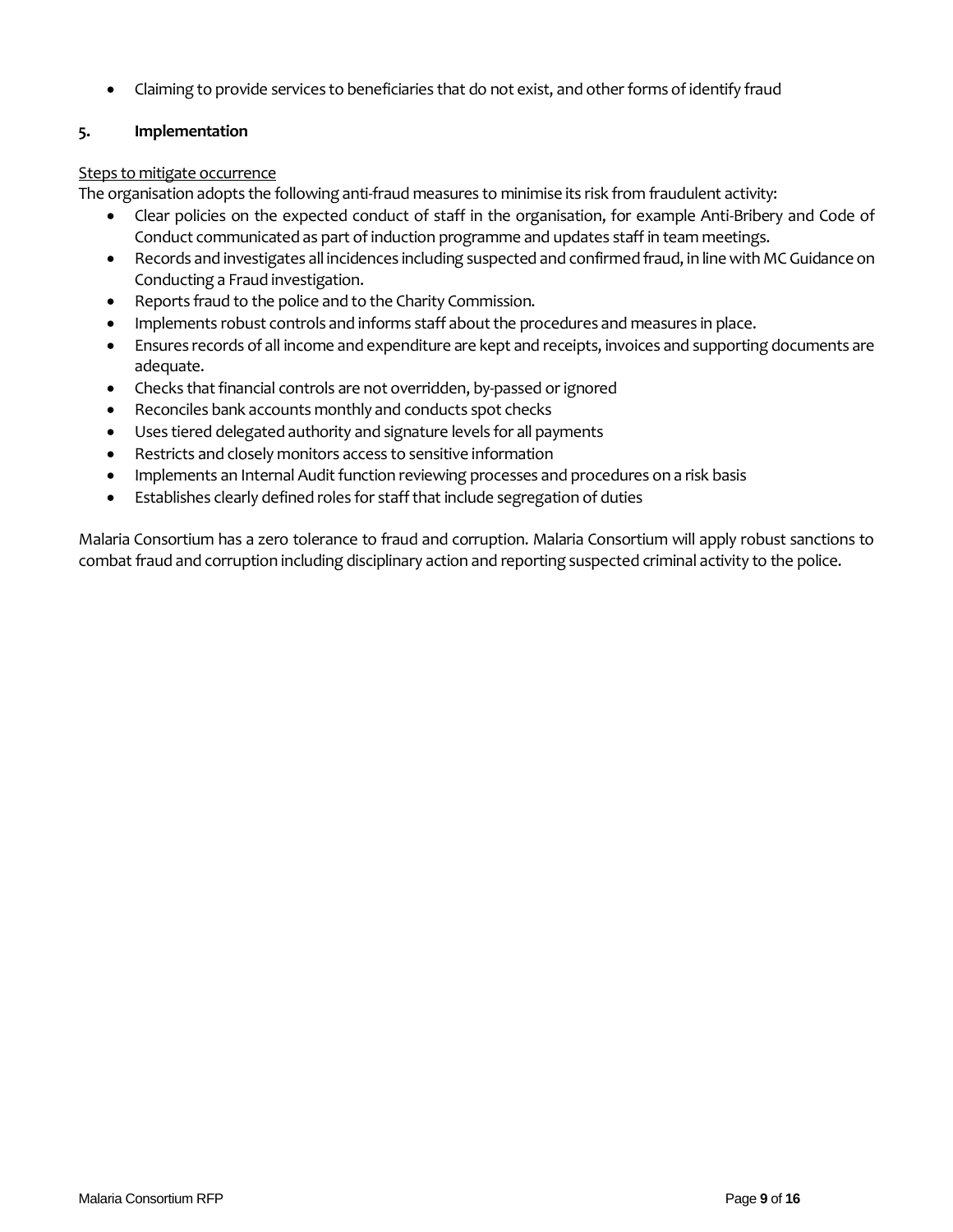- Claiming to provide services to beneficiaries that do not exist, and other forms of identify fraud

## 5. Implementation

Steps to mitigate occurrence

The organisation adopts the following anti-fraud measures to minimise its risk from fraudulent activity:

- Clear policies on the expected conduct of staff in the organisation, for example Anti-Bribery and Code of Conduct communicated as part of induction programme and updates staff in team meetings.
- Records and investigates all incidences including suspected and confirmed fraud, in line with MC Guidance on Conducting a Fraud investigation.
- Reports fraud to the police and to the Charity Commission.
- Implements robust controls and informs staff about the procedures and measures in place.
- Ensures records of all income and expenditure are kept and receipts, invoices and supporting documents are adequate.
- Checks that financial controls are not overridden, by-passed or ignored
- Reconciles bank accounts monthly and conducts spot checks
- Uses tiered delegated authority and signature levels for all payments
- Restricts and closely monitors access to sensitive information
- Implements an Internal Audit function reviewing processes and procedures on a risk basis
- Establishes clearly defined roles for staff that include segregation of duties

Malaria Consortium has a zero tolerance to fraud and corruption. Malaria Consortium will apply robust sanctions to combat fraud and corruption including disciplinary action and reporting suspected criminal activity to the police.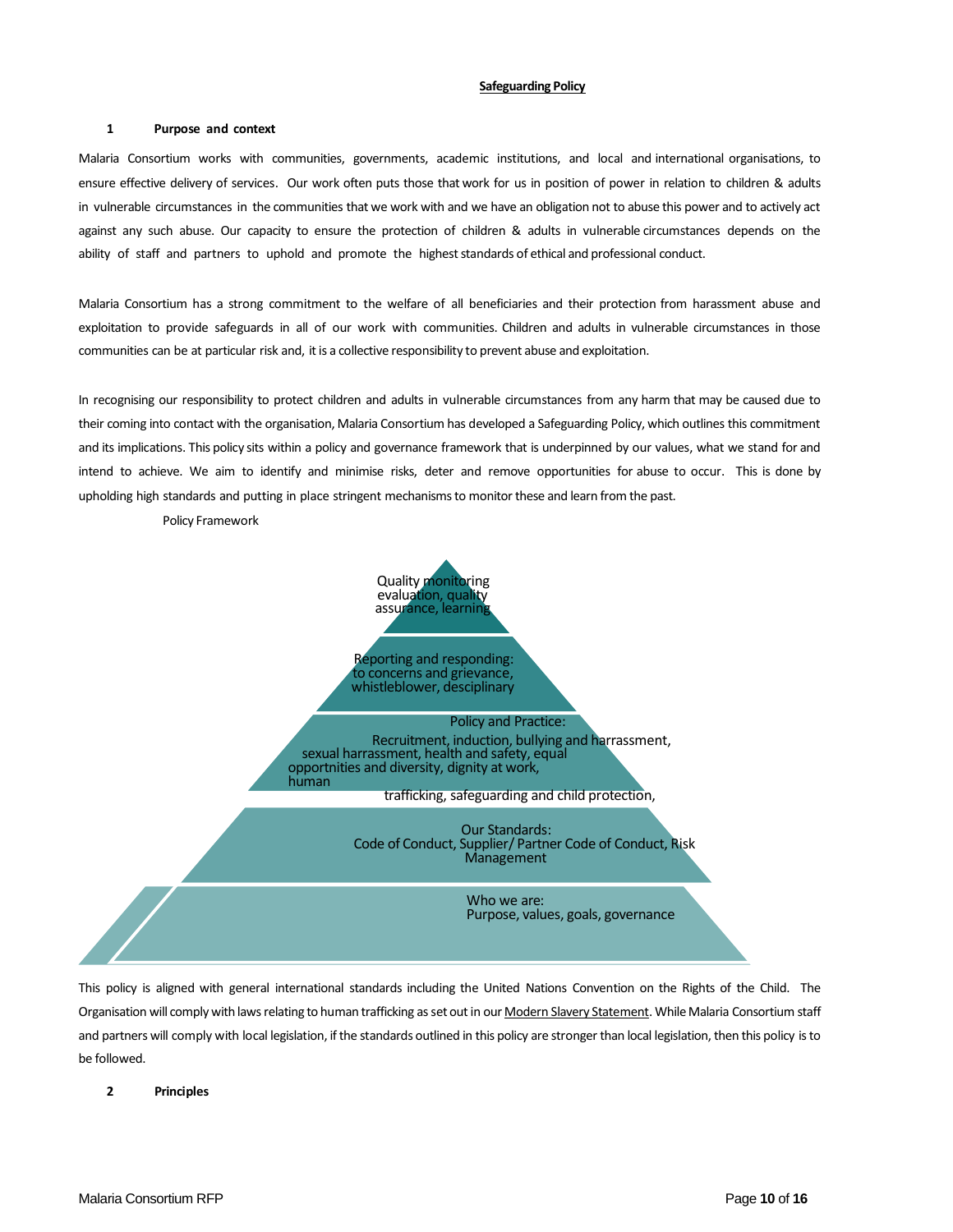## Safeguarding Policy

### 1 Purpose and context

Malaria Consortium works with communities, governments, academic institutions, and local and international organisations, to ensure effective delivery of services. Our work often puts those that work for us in position of power in relation to children & adults in vulnerable circumstances in the communities that we work with and we have an obligation not to abuse this power and to actively act against any such abuse. Our capacity to ensure the protection of children & adults in vulnerable circumstances depends on the ability of staff and partners to uphold and promote the highest standards of ethical and professional conduct.

Malaria Consortium has a strong commitment to the welfare of all beneficiaries and their protection from harassment abuse and exploitation to provide safeguards in all of our work with communities. Children and adults in vulnerable circumstances in those communities can be at particular risk and, it is a collective responsibility to prevent abuse and exploitation.

In recognising our responsibility to protect children and adults in vulnerable circumstances from any harm that may be caused due to their coming into contact with the organisation, Malaria Consortium has developed a Safeguarding Policy, which outlines this commitment and its implications. This policy sits within a policy and governance framework that is underpinned by our values, what we stand for and intend to achieve. We aim to identify and minimise risks, deter and remove opportunities for abuse to occur. This is done by upholding high standards and putting in place stringent mechanisms to monitor these and learn from the past.

Policy Framework

- Quality monitoring evaluation, quality assurance, learning
- Reporting and responding: to concerns and grievance, whistleblower, desciplinary
- Policy and Practice: Recruitment, induction, bullying and harrassment, sexual harrassment, health and safety, equal opportnities and diversity, dignity at work, human trafficking, safeguarding and child protection,
- Our Standards: Code of Conduct, Supplier/ Partner Code of Conduct, Risk Management
- Who we are: Purpose, values, goals, governance

This policy is aligned with general international standards including the United Nations Convention on the Rights of the Child. The Organisation will comply with laws relating to human trafficking as set out in our Modern Slavery Statement. While Malaria Consortium staff and partners will comply with local legislation, if the standards outlined in this policy are stronger than local legislation, then this policy is to be followed.

### 2 Principles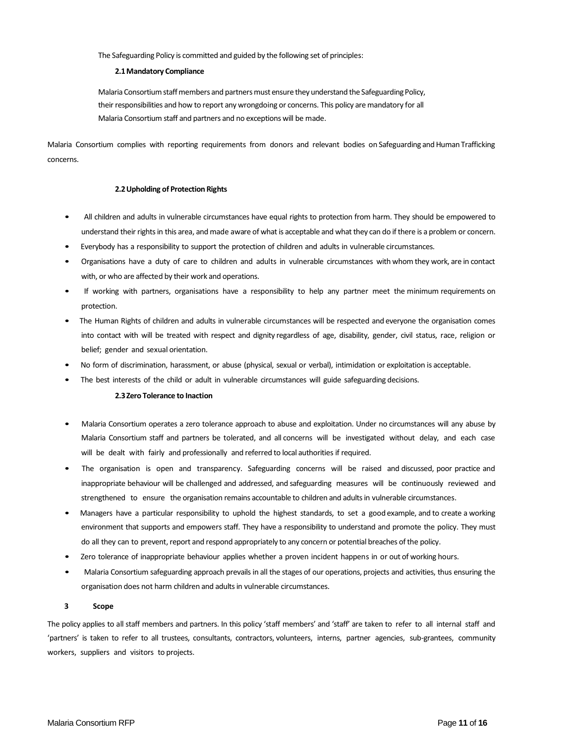The Safeguarding Policy is committed and guided by the following set of principles:

### 2.1 Mandatory Compliance

Malaria Consortium staff members and partners must ensure they understand the Safeguarding Policy, their responsibilities and how to report any wrongdoing or concerns. This policy are mandatory for all Malaria Consortium staff and partners and no exceptions will be made.

Malaria Consortium complies with reporting requirements from donors and relevant bodies on Safeguarding and Human Trafficking concerns.

### 2.2 Upholding of Protection Rights

- All children and adults in vulnerable circumstances have equal rights to protection from harm. They should be empowered to understand their rights in this area, and made aware of what is acceptable and what they can do if there is a problem or concern.
- Everybody has a responsibility to support the protection of children and adults in vulnerable circumstances.
- Organisations have a duty of care to children and adults in vulnerable circumstances with whom they work, are in contact with, or who are affected by their work and operations.
- If working with partners, organisations have a responsibility to help any partner meet the minimum requirements on protection.
- The Human Rights of children and adults in vulnerable circumstances will be respected and everyone the organisation comes into contact with will be treated with respect and dignity regardless of age, disability, gender, civil status, race, religion or belief; gender and sexual orientation.
- No form of discrimination, harassment, or abuse (physical, sexual or verbal), intimidation or exploitation is acceptable.
- The best interests of the child or adult in vulnerable circumstances will guide safeguarding decisions.

### 2.3 Zero Tolerance to Inaction

- Malaria Consortium operates a zero tolerance approach to abuse and exploitation. Under no circumstances will any abuse by Malaria Consortium staff and partners be tolerated, and all concerns will be investigated without delay, and each case will be dealt with fairly and professionally and referred to local authorities if required.
- The organisation is open and transparency. Safeguarding concerns will be raised and discussed, poor practice and inappropriate behaviour will be challenged and addressed, and safeguarding measures will be continuously reviewed and strengthened to ensure the organisation remains accountable to children and adults in vulnerable circumstances.
- Managers have a particular responsibility to uphold the highest standards, to set a good example, and to create a working environment that supports and empowers staff. They have a responsibility to understand and promote the policy. They must do all they can to prevent, report and respond appropriately to any concern or potential breaches of the policy.
- Zero tolerance of inappropriate behaviour applies whether a proven incident happens in or out of working hours.
- Malaria Consortium safeguarding approach prevails in all the stages of our operations, projects and activities, thus ensuring the organisation does not harm children and adults in vulnerable circumstances.

## 3 Scope

The policy applies to all staff members and partners. In this policy 'staff members' and 'staff' are taken to refer to all internal staff and 'partners' is taken to refer to all trustees, consultants, contractors, volunteers, interns, partner agencies, sub-grantees, community workers, suppliers and visitors to projects.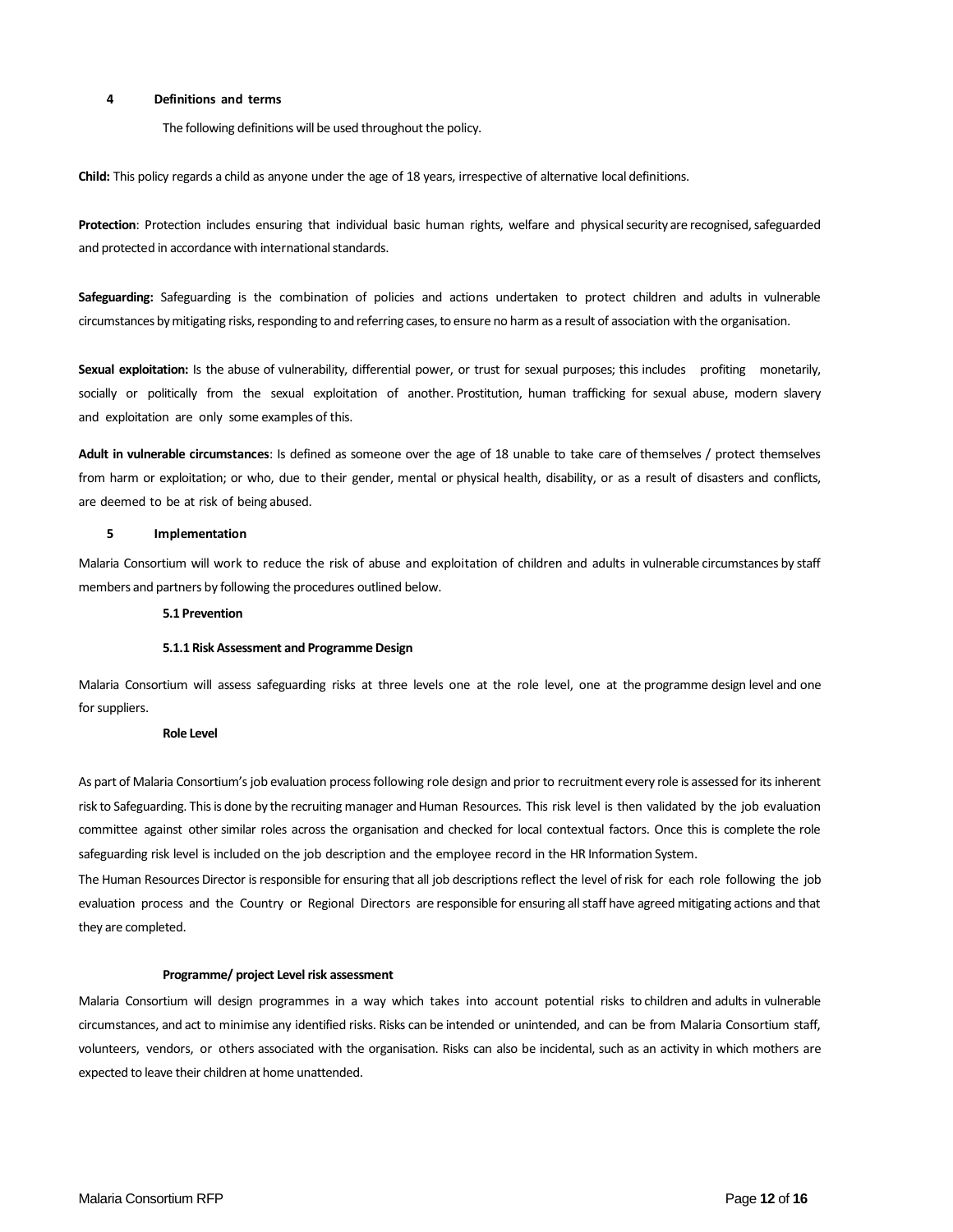## 4 Definitions and terms

The following definitions will be used throughout the policy.

**Child:** This policy regards a child as anyone under the age of 18 years, irrespective of alternative local definitions.

**Protection**: Protection includes ensuring that individual basic human rights, welfare and physical security are recognised, safeguarded and protected in accordance with international standards.

**Safeguarding:** Safeguarding is the combination of policies and actions undertaken to protect children and adults in vulnerable circumstances by mitigating risks, responding to and referring cases, to ensure no harm as a result of association with the organisation.

**Sexual exploitation:** Is the abuse of vulnerability, differential power, or trust for sexual purposes; this includes profiting monetarily, socially or politically from the sexual exploitation of another. Prostitution, human trafficking for sexual abuse, modern slavery and exploitation are only some examples of this.

**Adult in vulnerable circumstances**: Is defined as someone over the age of 18 unable to take care of themselves / protect themselves from harm or exploitation; or who, due to their gender, mental or physical health, disability, or as a result of disasters and conflicts, are deemed to be at risk of being abused.

## 5 Implementation

Malaria Consortium will work to reduce the risk of abuse and exploitation of children and adults in vulnerable circumstances by staff members and partners by following the procedures outlined below.

### 5.1 Prevention

#### 5.1.1 Risk Assessment and Programme Design

Malaria Consortium will assess safeguarding risks at three levels one at the role level, one at the programme design level and one for suppliers.

**Role Level**

As part of Malaria Consortium's job evaluation process following role design and prior to recruitment every role is assessed for its inherent risk to Safeguarding. This is done by the recruiting manager and Human Resources. This risk level is then validated by the job evaluation committee against other similar roles across the organisation and checked for local contextual factors. Once this is complete the role safeguarding risk level is included on the job description and the employee record in the HR Information System.

The Human Resources Director is responsible for ensuring that all job descriptions reflect the level of risk for each role following the job evaluation process and the Country or Regional Directors are responsible for ensuring all staff have agreed mitigating actions and that they are completed.

**Programme/ project Level risk assessment**

Malaria Consortium will design programmes in a way which takes into account potential risks to children and adults in vulnerable circumstances, and act to minimise any identified risks. Risks can be intended or unintended, and can be from Malaria Consortium staff, volunteers, vendors, or others associated with the organisation. Risks can also be incidental, such as an activity in which mothers are expected to leave their children at home unattended.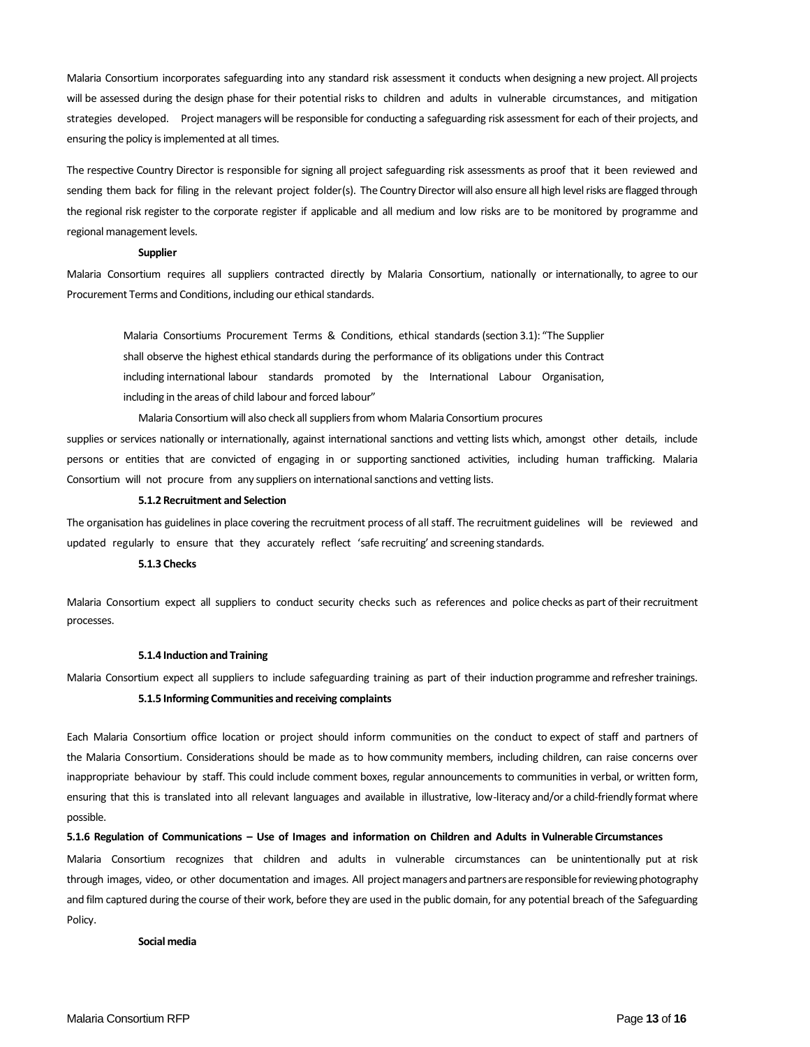Malaria Consortium incorporates safeguarding into any standard risk assessment it conducts when designing a new project. All projects will be assessed during the design phase for their potential risks to children and adults in vulnerable circumstances, and mitigation strategies developed. Project managers will be responsible for conducting a safeguarding risk assessment for each of their projects, and ensuring the policy is implemented at all times.

The respective Country Director is responsible for signing all project safeguarding risk assessments as proof that it been reviewed and sending them back for filing in the relevant project folder(s). The Country Director will also ensure all high level risks are flagged through the regional risk register to the corporate register if applicable and all medium and low risks are to be monitored by programme and regional management levels.

**Supplier**

Malaria Consortium requires all suppliers contracted directly by Malaria Consortium, nationally or internationally, to agree to our Procurement Terms and Conditions, including our ethical standards.

> Malaria Consortiums Procurement Terms & Conditions, ethical standards (section 3.1): "The Supplier shall observe the highest ethical standards during the performance of its obligations under this Contract including international labour standards promoted by the International Labour Organisation, including in the areas of child labour and forced labour"

Malaria Consortium will also check all suppliers from whom Malaria Consortium procures supplies or services nationally or internationally, against international sanctions and vetting lists which, amongst other details, include persons or entities that are convicted of engaging in or supporting sanctioned activities, including human trafficking. Malaria Consortium will not procure from any suppliers on international sanctions and vetting lists.

**5.1.2 Recruitment and Selection**

The organisation has guidelines in place covering the recruitment process of all staff. The recruitment guidelines will be reviewed and updated regularly to ensure that they accurately reflect 'safe recruiting' and screening standards.

**5.1.3 Checks**

Malaria Consortium expect all suppliers to conduct security checks such as references and police checks as part of their recruitment processes.

**5.1.4 Induction and Training**

Malaria Consortium expect all suppliers to include safeguarding training as part of their induction programme and refresher trainings.

**5.1.5 Informing Communities and receiving complaints**

Each Malaria Consortium office location or project should inform communities on the conduct to expect of staff and partners of the Malaria Consortium. Considerations should be made as to how community members, including children, can raise concerns over inappropriate behaviour by staff. This could include comment boxes, regular announcements to communities in verbal, or written form, ensuring that this is translated into all relevant languages and available in illustrative, low-literacy and/or a child-friendly format where possible.

**5.1.6 Regulation of Communications – Use of Images and information on Children and Adults in Vulnerable Circumstances**

Malaria Consortium recognizes that children and adults in vulnerable circumstances can be unintentionally put at risk through images, video, or other documentation and images. All project managers and partners are responsible for reviewing photography and film captured during the course of their work, before they are used in the public domain, for any potential breach of the Safeguarding Policy.

**Social media**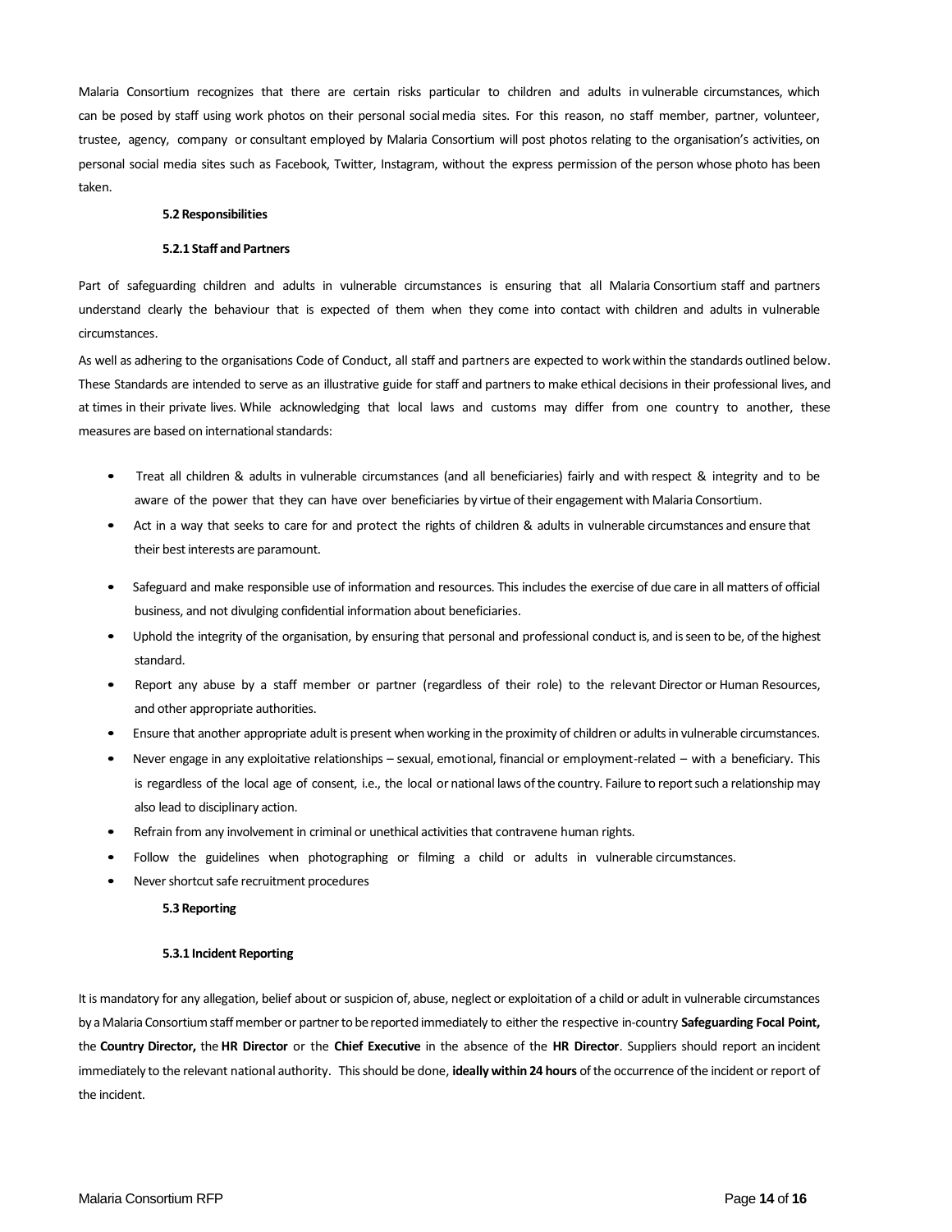Malaria Consortium recognizes that there are certain risks particular to children and adults in vulnerable circumstances, which can be posed by staff using work photos on their personal social media sites. For this reason, no staff member, partner, volunteer, trustee, agency, company or consultant employed by Malaria Consortium will post photos relating to the organisation's activities, on personal social media sites such as Facebook, Twitter, Instagram, without the express permission of the person whose photo has been taken.

**5.2 Responsibilities**

**5.2.1 Staff and Partners**

Part of safeguarding children and adults in vulnerable circumstances is ensuring that all Malaria Consortium staff and partners understand clearly the behaviour that is expected of them when they come into contact with children and adults in vulnerable circumstances.

As well as adhering to the organisations Code of Conduct, all staff and partners are expected to work within the standards outlined below. These Standards are intended to serve as an illustrative guide for staff and partners to make ethical decisions in their professional lives, and at times in their private lives. While acknowledging that local laws and customs may differ from one country to another, these measures are based on international standards:

- Treat all children & adults in vulnerable circumstances (and all beneficiaries) fairly and with respect & integrity and to be aware of the power that they can have over beneficiaries by virtue of their engagement with Malaria Consortium.
- Act in a way that seeks to care for and protect the rights of children & adults in vulnerable circumstances and ensure that their best interests are paramount.
- Safeguard and make responsible use of information and resources. This includes the exercise of due care in all matters of official business, and not divulging confidential information about beneficiaries.
- Uphold the integrity of the organisation, by ensuring that personal and professional conduct is, and is seen to be, of the highest standard.
- Report any abuse by a staff member or partner (regardless of their role) to the relevant Director or Human Resources, and other appropriate authorities.
- Ensure that another appropriate adult is present when working in the proximity of children or adults in vulnerable circumstances.
- Never engage in any exploitative relationships – sexual, emotional, financial or employment-related – with a beneficiary. This is regardless of the local age of consent, i.e., the local or national laws of the country. Failure to report such a relationship may also lead to disciplinary action.
- Refrain from any involvement in criminal or unethical activities that contravene human rights.
- Follow the guidelines when photographing or filming a child or adults in vulnerable circumstances.
- Never shortcut safe recruitment procedures

**5.3 Reporting**

**5.3.1 Incident Reporting**

It is mandatory for any allegation, belief about or suspicion of, abuse, neglect or exploitation of a child or adult in vulnerable circumstances by a Malaria Consortium staff member or partner to be reported immediately to either the respective in-country **Safeguarding Focal Point,** the **Country Director,** the **HR Director** or the **Chief Executive** in the absence of the **HR Director**. Suppliers should report an incident immediately to the relevant national authority. This should be done, **ideally within 24 hours** of the occurrence of the incident or report of the incident.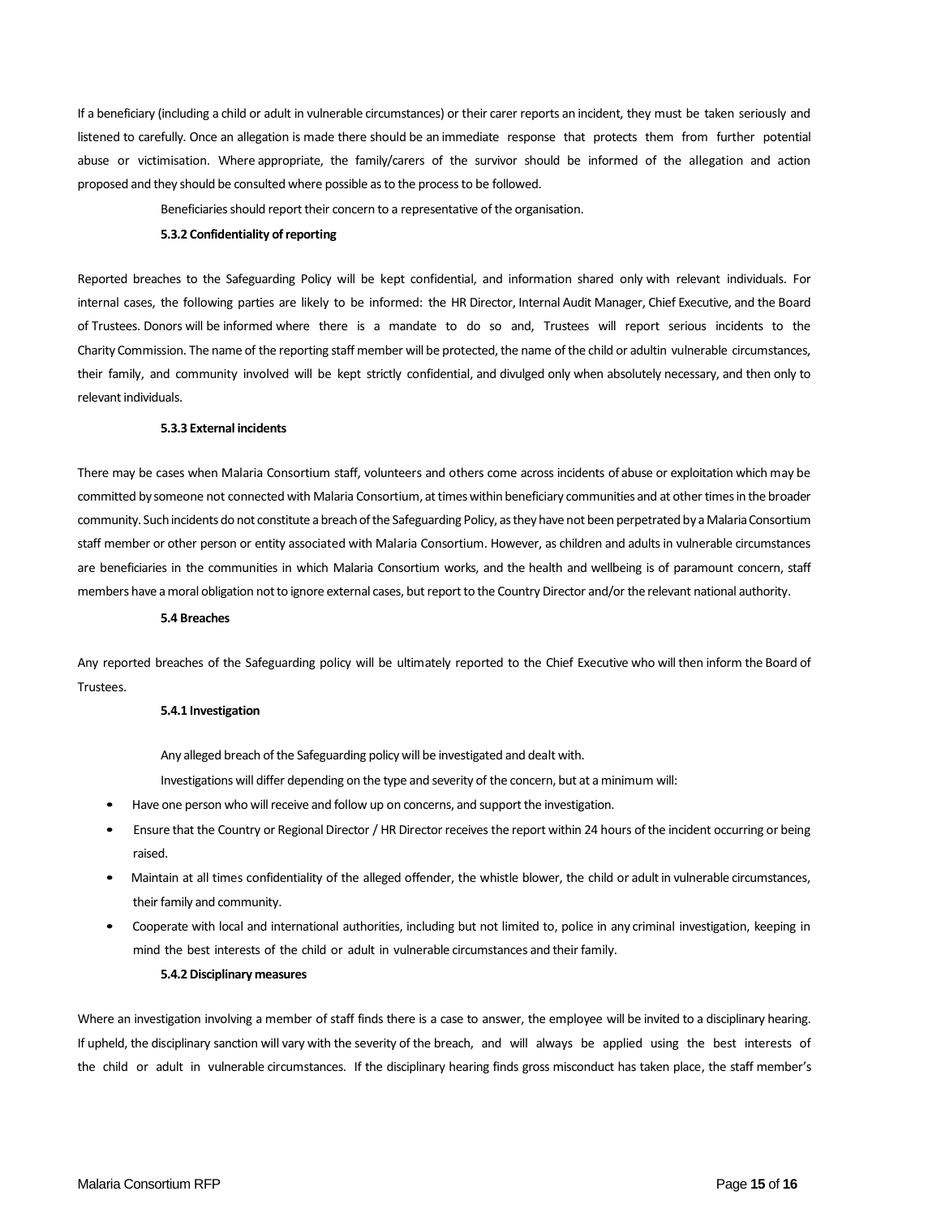If a beneficiary (including a child or adult in vulnerable circumstances) or their carer reports an incident, they must be taken seriously and listened to carefully. Once an allegation is made there should be an immediate response that protects them from further potential abuse or victimisation. Where appropriate, the family/carers of the survivor should be informed of the allegation and action proposed and they should be consulted where possible as to the process to be followed.

Beneficiaries should report their concern to a representative of the organisation.

**5.3.2 Confidentiality of reporting**

Reported breaches to the Safeguarding Policy will be kept confidential, and information shared only with relevant individuals. For internal cases, the following parties are likely to be informed: the HR Director, Internal Audit Manager, Chief Executive, and the Board of Trustees. Donors will be informed where there is a mandate to do so and, Trustees will report serious incidents to the Charity Commission. The name of the reporting staff member will be protected, the name of the child or adultin vulnerable circumstances, their family, and community involved will be kept strictly confidential, and divulged only when absolutely necessary, and then only to relevant individuals.

**5.3.3 External incidents**

There may be cases when Malaria Consortium staff, volunteers and others come across incidents of abuse or exploitation which may be committed by someone not connected with Malaria Consortium, at times within beneficiary communities and at other times in the broader community. Such incidents do not constitute a breach of the Safeguarding Policy, as they have not been perpetrated by a Malaria Consortium staff member or other person or entity associated with Malaria Consortium. However, as children and adults in vulnerable circumstances are beneficiaries in the communities in which Malaria Consortium works, and the health and wellbeing is of paramount concern, staff members have a moral obligation not to ignore external cases, but report to the Country Director and/or the relevant national authority.

**5.4 Breaches**

Any reported breaches of the Safeguarding policy will be ultimately reported to the Chief Executive who will then inform the Board of Trustees.

**5.4.1 Investigation**

Any alleged breach of the Safeguarding policy will be investigated and dealt with.

Investigations will differ depending on the type and severity of the concern, but at a minimum will:

- Have one person who will receive and follow up on concerns, and support the investigation.
- Ensure that the Country or Regional Director / HR Director receives the report within 24 hours of the incident occurring or being raised.
- Maintain at all times confidentiality of the alleged offender, the whistle blower, the child or adult in vulnerable circumstances, their family and community.
- Cooperate with local and international authorities, including but not limited to, police in any criminal investigation, keeping in mind the best interests of the child or adult in vulnerable circumstances and their family.

**5.4.2 Disciplinary measures**

Where an investigation involving a member of staff finds there is a case to answer, the employee will be invited to a disciplinary hearing. If upheld, the disciplinary sanction will vary with the severity of the breach, and will always be applied using the best interests of the child or adult in vulnerable circumstances. If the disciplinary hearing finds gross misconduct has taken place, the staff member's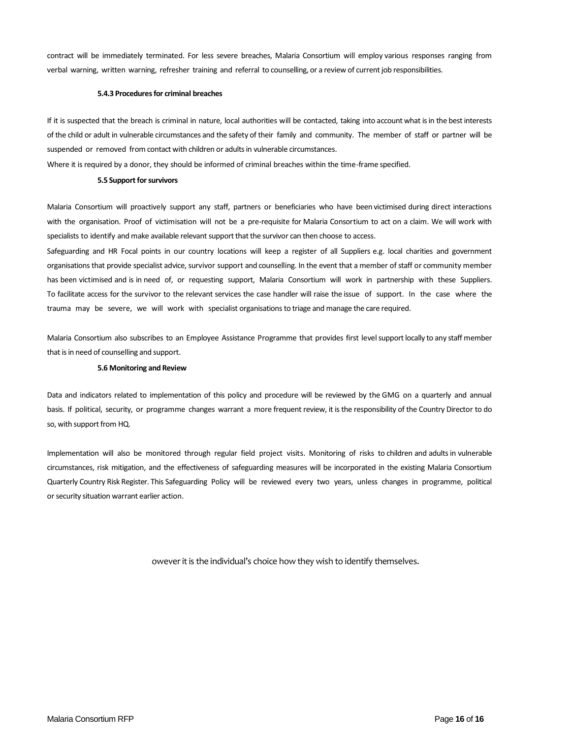contract will be immediately terminated. For less severe breaches, Malaria Consortium will employ various responses ranging from verbal warning, written warning, refresher training and referral to counselling, or a review of current job responsibilities.

#### 5.4.3 Procedures for criminal breaches

If it is suspected that the breach is criminal in nature, local authorities will be contacted, taking into account what is in the best interests of the child or adult in vulnerable circumstances and the safety of their family and community. The member of staff or partner will be suspended or removed from contact with children or adults in vulnerable circumstances.

Where it is required by a donor, they should be informed of criminal breaches within the time-frame specified.

### 5.5 Support for survivors

Malaria Consortium will proactively support any staff, partners or beneficiaries who have been victimised during direct interactions with the organisation. Proof of victimisation will not be a pre-requisite for Malaria Consortium to act on a claim. We will work with specialists to identify and make available relevant support that the survivor can then choose to access.

Safeguarding and HR Focal points in our country locations will keep a register of all Suppliers e.g. local charities and government organisations that provide specialist advice, survivor support and counselling. In the event that a member of staff or community member has been victimised and is in need of, or requesting support, Malaria Consortium will work in partnership with these Suppliers. To facilitate access for the survivor to the relevant services the case handler will raise the issue of support. In the case where the trauma may be severe, we will work with specialist organisations to triage and manage the care required.

Malaria Consortium also subscribes to an Employee Assistance Programme that provides first level support locally to any staff member that is in need of counselling and support.

### 5.6 Monitoring and Review

Data and indicators related to implementation of this policy and procedure will be reviewed by the GMG on a quarterly and annual basis. If political, security, or programme changes warrant a more frequent review, it is the responsibility of the Country Director to do so, with support from HQ.

Implementation will also be monitored through regular field project visits. Monitoring of risks to children and adults in vulnerable circumstances, risk mitigation, and the effectiveness of safeguarding measures will be incorporated in the existing Malaria Consortium Quarterly Country Risk Register. This Safeguarding Policy will be reviewed every two years, unless changes in programme, political or security situation warrant earlier action.

owever it is the individual's choice how they wish to identify themselves.